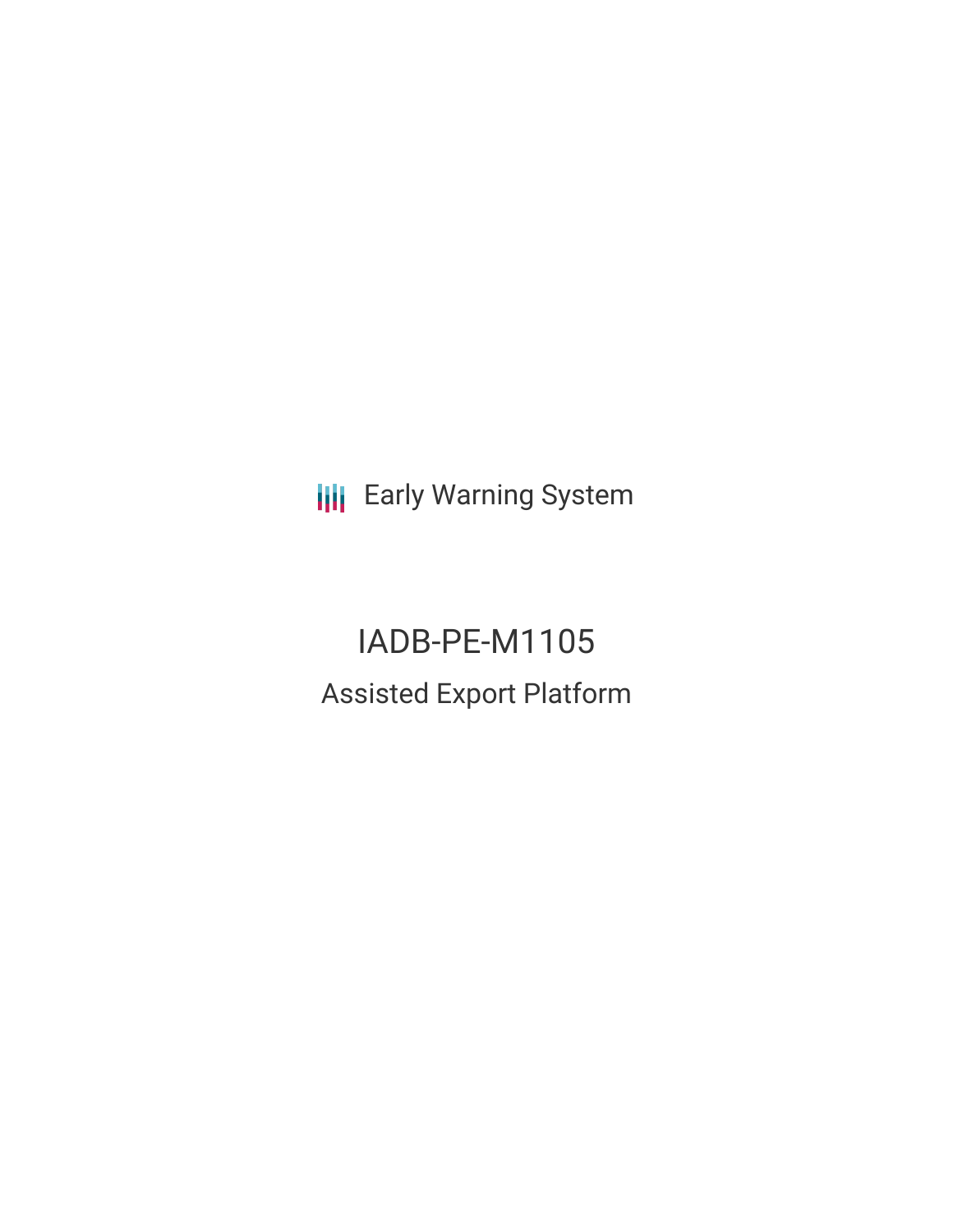Early Warning System

# IADB-PE-M1105

## Assisted Export Platform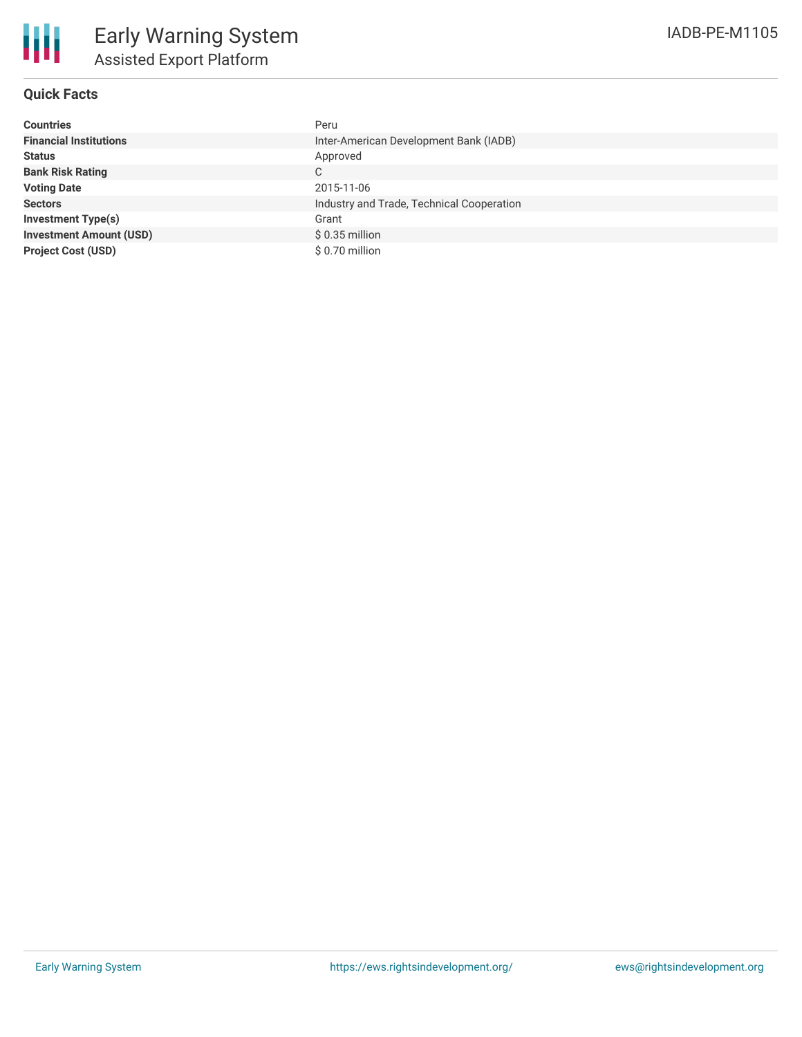# Early Warning System

## Assisted Export Platform

IADB-PE-M1105

### Quick Facts

| | |
|---|---|
| **Countries** | Peru |
| **Financial Institutions** | Inter-American Development Bank (IADB) |
| **Status** | Approved |
| **Bank Risk Rating** | C |
| **Voting Date** | 2015-11-06 |
| **Sectors** | Industry and Trade, Technical Cooperation |
| **Investment Type(s)** | Grant |
| **Investment Amount (USD)** | $ 0.35 million |
| **Project Cost (USD)** | $ 0.70 million |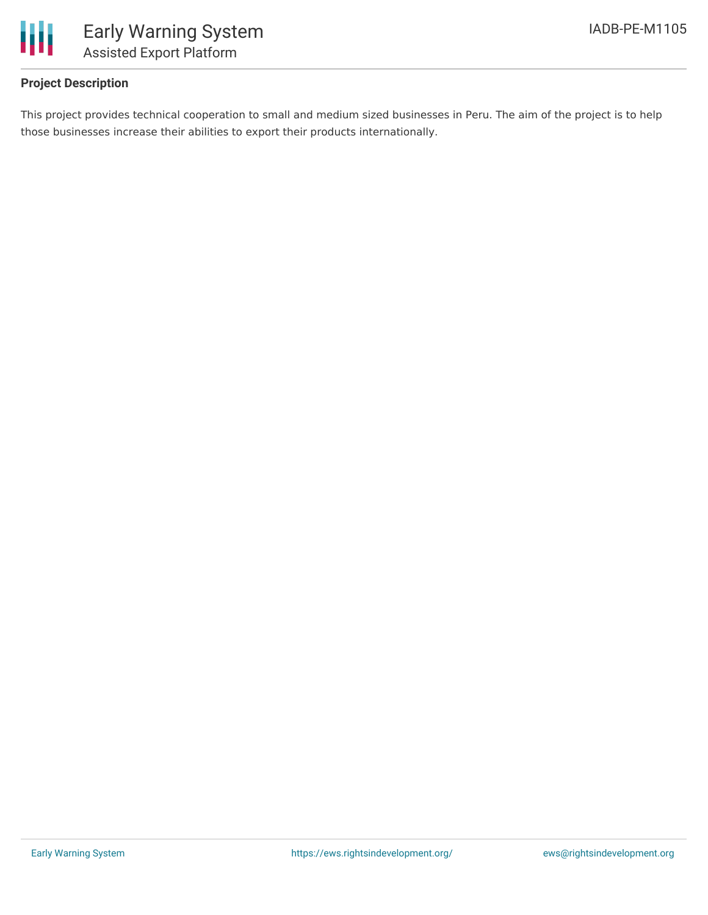### Project Description

This project provides technical cooperation to small and medium sized businesses in Peru. The aim of the project is to help those businesses increase their abilities to export their products internationally.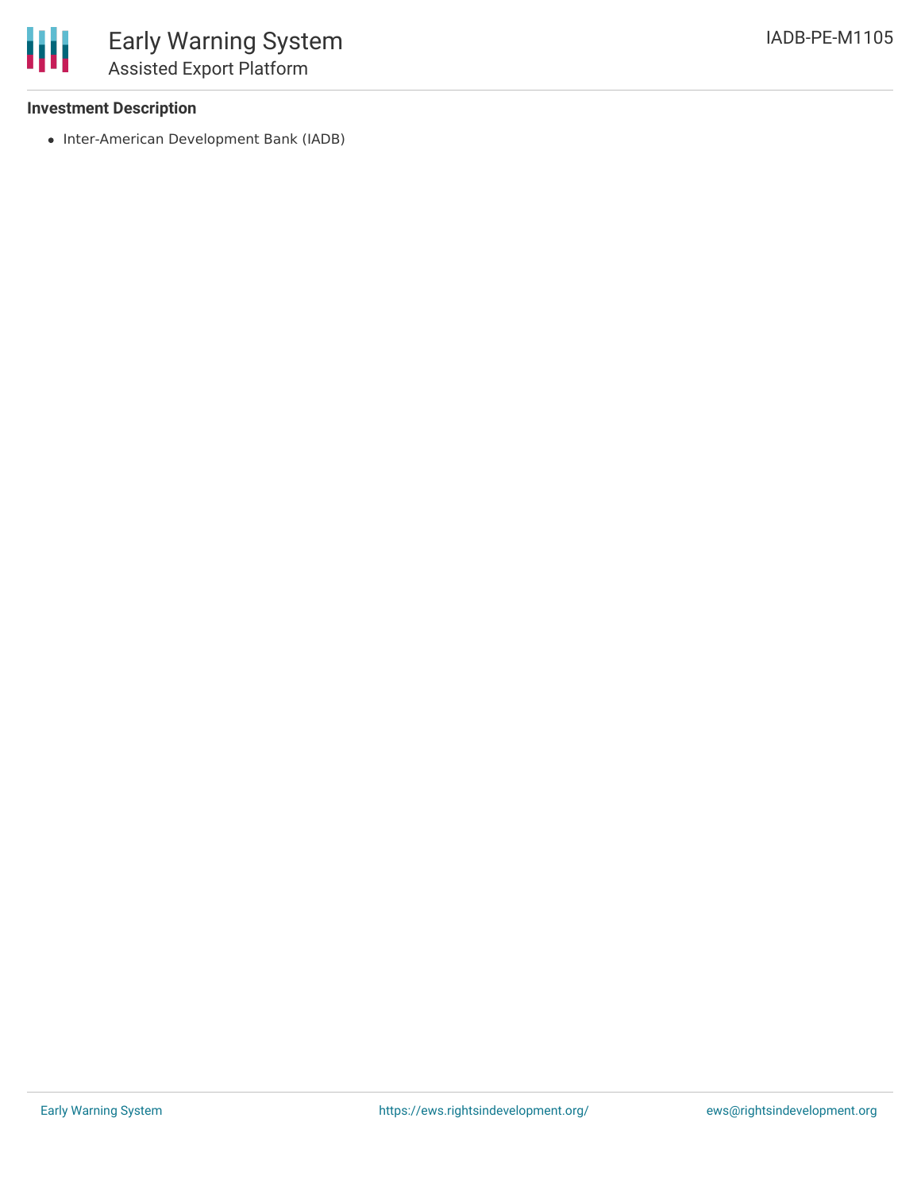**Investment Description**

- Inter-American Development Bank (IADB)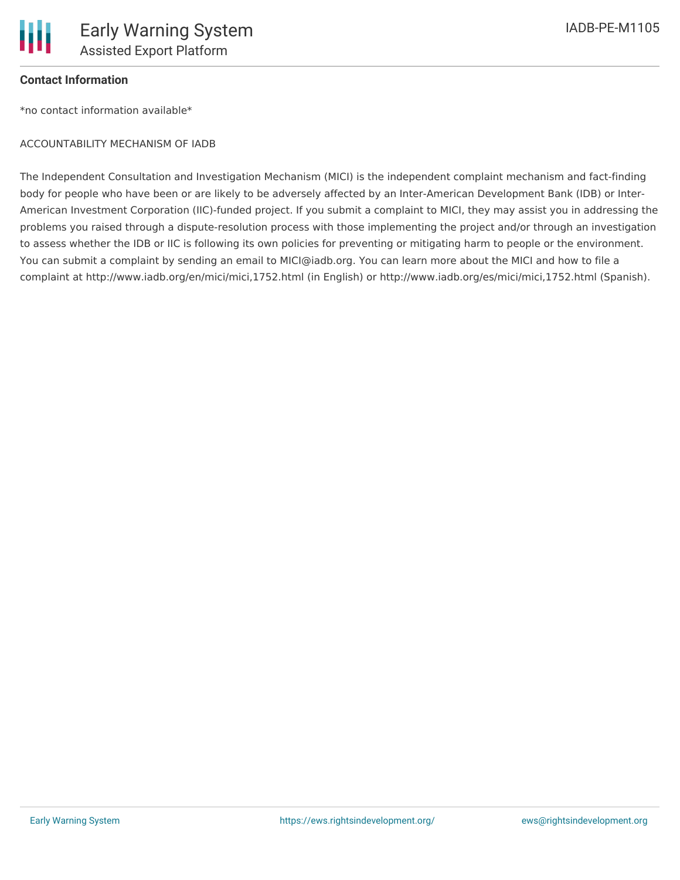**Contact Information**

*no contact information available*

ACCOUNTABILITY MECHANISM OF IADB

The Independent Consultation and Investigation Mechanism (MICI) is the independent complaint mechanism and fact-finding body for people who have been or are likely to be adversely affected by an Inter-American Development Bank (IDB) or Inter-American Investment Corporation (IIC)-funded project. If you submit a complaint to MICI, they may assist you in addressing the problems you raised through a dispute-resolution process with those implementing the project and/or through an investigation to assess whether the IDB or IIC is following its own policies for preventing or mitigating harm to people or the environment. You can submit a complaint by sending an email to MICI@iadb.org. You can learn more about the MICI and how to file a complaint at http://www.iadb.org/en/mici/mici,1752.html (in English) or http://www.iadb.org/es/mici/mici,1752.html (Spanish).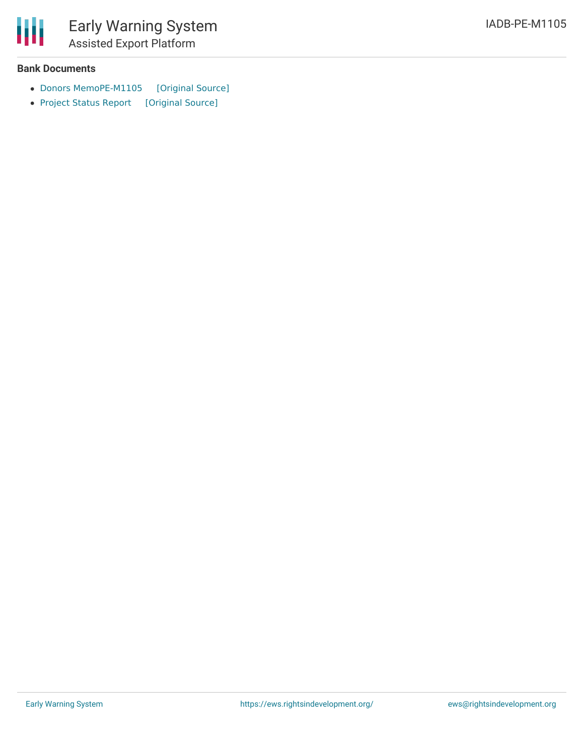### Bank Documents

- Donors MemoPE-M1105 [Original Source]
- Project Status Report [Original Source]